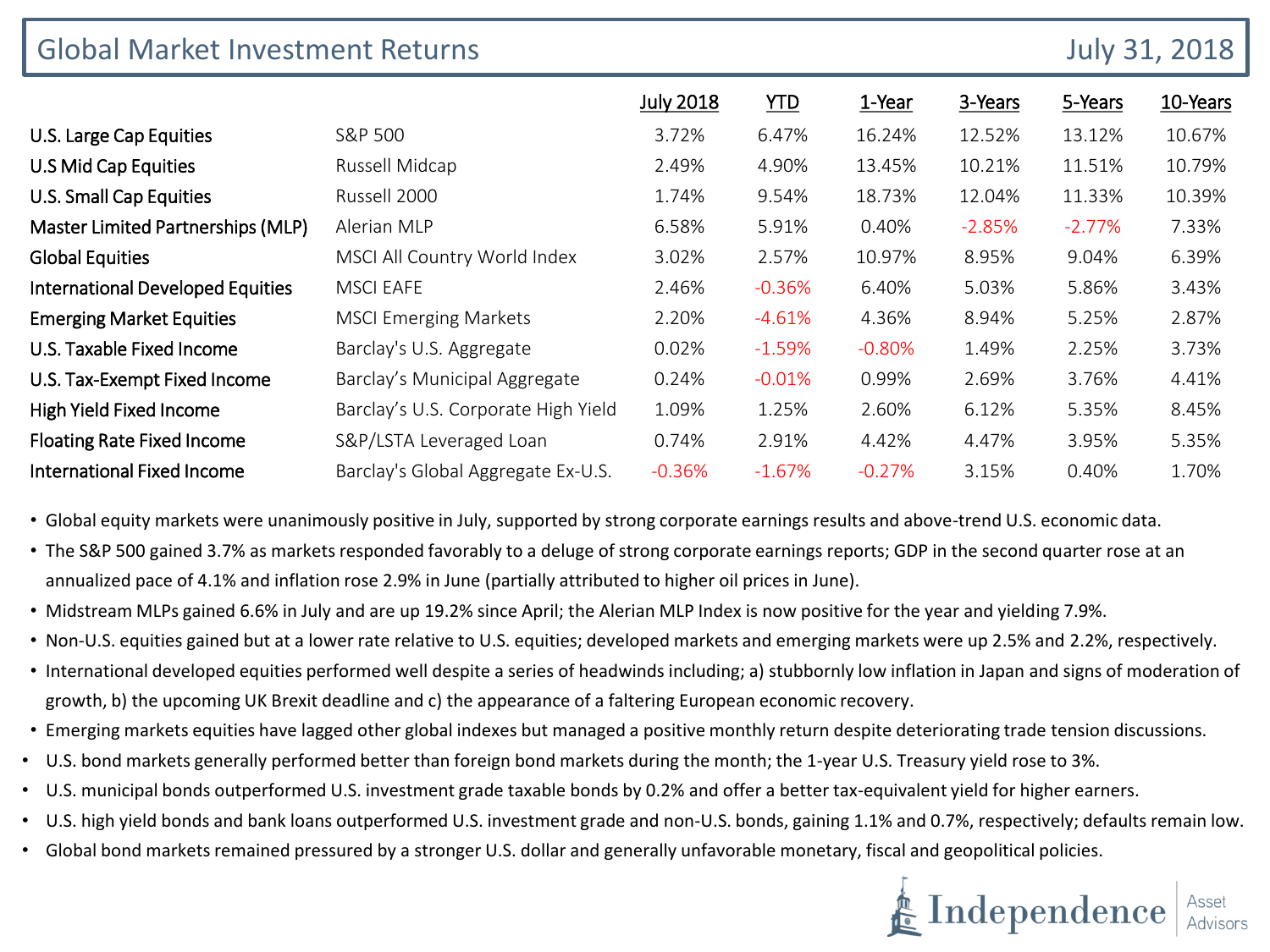# Global Market Investment Returns

July 31, 2018

| | | July 2018 | YTD | 1-Year | 3-Years | 5-Years | 10-Years |
|---|---|---|---|---|---|---|---|
| U.S. Large Cap Equities | S&P 500 | 3.72% | 6.47% | 16.24% | 12.52% | 13.12% | 10.67% |
| U.S Mid Cap Equities | Russell Midcap | 2.49% | 4.90% | 13.45% | 10.21% | 11.51% | 10.79% |
| U.S. Small Cap Equities | Russell 2000 | 1.74% | 9.54% | 18.73% | 12.04% | 11.33% | 10.39% |
| Master Limited Partnerships (MLP) | Alerian MLP | 6.58% | 5.91% | 0.40% | -2.85% | -2.77% | 7.33% |
| Global Equities | MSCI All Country World Index | 3.02% | 2.57% | 10.97% | 8.95% | 9.04% | 6.39% |
| International Developed Equities | MSCI EAFE | 2.46% | -0.36% | 6.40% | 5.03% | 5.86% | 3.43% |
| Emerging Market Equities | MSCI Emerging Markets | 2.20% | -4.61% | 4.36% | 8.94% | 5.25% | 2.87% |
| U.S. Taxable Fixed Income | Barclay's U.S. Aggregate | 0.02% | -1.59% | -0.80% | 1.49% | 2.25% | 3.73% |
| U.S. Tax-Exempt Fixed Income | Barclay's Municipal Aggregate | 0.24% | -0.01% | 0.99% | 2.69% | 3.76% | 4.41% |
| High Yield Fixed Income | Barclay's U.S. Corporate High Yield | 1.09% | 1.25% | 2.60% | 6.12% | 5.35% | 8.45% |
| Floating Rate Fixed Income | S&P/LSTA Leveraged Loan | 0.74% | 2.91% | 4.42% | 4.47% | 3.95% | 5.35% |
| International Fixed Income | Barclay's Global Aggregate Ex-U.S. | -0.36% | -1.67% | -0.27% | 3.15% | 0.40% | 1.70% |

- Global equity markets were unanimously positive in July, supported by strong corporate earnings results and above-trend U.S. economic data.
- The S&P 500 gained 3.7% as markets responded favorably to a deluge of strong corporate earnings reports; GDP in the second quarter rose at an annualized pace of 4.1% and inflation rose 2.9% in June (partially attributed to higher oil prices in June).
- Midstream MLPs gained 6.6% in July and are up 19.2% since April; the Alerian MLP Index is now positive for the year and yielding 7.9%.
- Non-U.S. equities gained but at a lower rate relative to U.S. equities; developed markets and emerging markets were up 2.5% and 2.2%, respectively.
- International developed equities performed well despite a series of headwinds including; a) stubbornly low inflation in Japan and signs of moderation of growth, b) the upcoming UK Brexit deadline and c) the appearance of a faltering European economic recovery.
- Emerging markets equities have lagged other global indexes but managed a positive monthly return despite deteriorating trade tension discussions.
- U.S. bond markets generally performed better than foreign bond markets during the month; the 1-year U.S. Treasury yield rose to 3%.
- U.S. municipal bonds outperformed U.S. investment grade taxable bonds by 0.2% and offer a better tax-equivalent yield for higher earners.
- U.S. high yield bonds and bank loans outperformed U.S. investment grade and non-U.S. bonds, gaining 1.1% and 0.7%, respectively; defaults remain low.
- Global bond markets remained pressured by a stronger U.S. dollar and generally unfavorable monetary, fiscal and geopolitical policies.

Independence Asset Advisors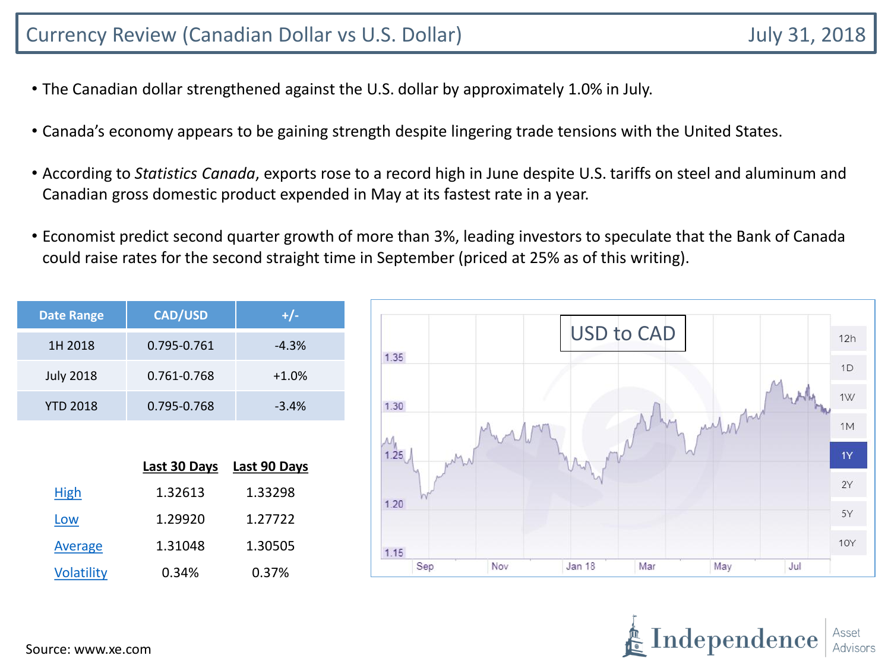# Currency Review (Canadian Dollar vs U.S. Dollar)

July 31, 2018

- The Canadian dollar strengthened against the U.S. dollar by approximately 1.0% in July.
- Canada's economy appears to be gaining strength despite lingering trade tensions with the United States.
- According to *Statistics Canada*, exports rose to a record high in June despite U.S. tariffs on steel and aluminum and Canadian gross domestic product expended in May at its fastest rate in a year.
- Economist predict second quarter growth of more than 3%, leading investors to speculate that the Bank of Canada could raise rates for the second straight time in September (priced at 25% as of this writing).

| Date Range | CAD/USD | +/- |
|---|---|---|
| 1H 2018 | 0.795-0.761 | -4.3% |
| July 2018 | 0.761-0.768 | +1.0% |
| YTD 2018 | 0.795-0.768 | -3.4% |

| | Last 30 Days | Last 90 Days |
|---|---|---|
| High | 1.32613 | 1.33298 |
| Low | 1.29920 | 1.27722 |
| Average | 1.31048 | 1.30505 |
| Volatility | 0.34% | 0.37% |

USD to CAD

1.35
1.30
1.25
1.20
1.15

Sep Nov Jan 18 Mar May Jul

12h 1D 1W 1M 1Y 2Y 5Y 10Y

Source: www.xe.com